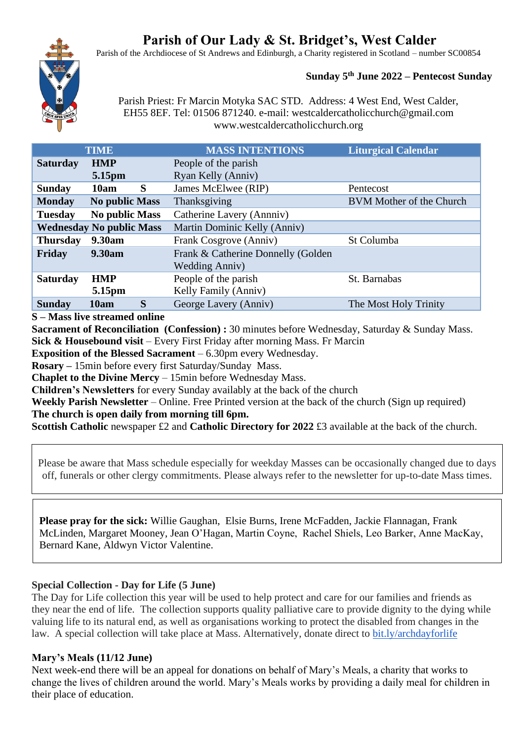# Parish of Our Lady & St. Bridget's, West Calder

Parish of the Archdiocese of St Andrews and Edinburgh, a Charity registered in Scotland – number SC00854

**Sunday 5th June 2022 – Pentecost Sunday**

Parish Priest: Fr Marcin Motyka SAC STD. Address: 4 West End, West Calder, EH55 8EF. Tel: 01506 871240. e-mail: westcaldercatholicchurch@gmail.com
www.westcaldercatholicchurch.org

| TIME | | | MASS INTENTIONS | Liturgical Calendar |
|---|---|---|---|---|
| **Saturday** | **HMP**<br>**5.15pm** | | People of the parish<br>Ryan Kelly (Anniv) | |
| **Sunday** | **10am** | **S** | James McElwee (RIP) | Pentecost |
| **Monday** | **No public Mass** | | Thanksgiving | BVM Mother of the Church |
| **Tuesday** | **No public Mass** | | Catherine Lavery (Annniv) | |
| **Wednesday** | **No public Mass** | | Martin Dominic Kelly (Anniv) | |
| **Thursday** | **9.30am** | | Frank Cosgrove (Anniv) | St Columba |
| **Friday** | **9.30am** | | Frank & Catherine Donnelly (Golden Wedding Anniv) | |
| **Saturday** | **HMP**<br>**5.15pm** | | People of the parish<br>Kelly Family (Anniv) | St. Barnabas |
| **Sunday** | **10am** | **S** | George Lavery (Anniv) | The Most Holy Trinity |

**S – Mass live streamed online**
**Sacrament of Reconciliation (Confession) :** 30 minutes before Wednesday, Saturday & Sunday Mass.
**Sick & Housebound visit** – Every First Friday after morning Mass. Fr Marcin
**Exposition of the Blessed Sacrament** – 6.30pm every Wednesday.
**Rosary –** 15min before every first Saturday/Sunday Mass.
**Chaplet to the Divine Mercy** – 15min before Wednesday Mass.
**Children's Newsletters** for every Sunday availably at the back of the church
**Weekly Parish Newsletter** – Online. Free Printed version at the back of the church (Sign up required)
**The church is open daily from morning till 6pm.**
**Scottish Catholic** newspaper £2 and **Catholic Directory for 2022** £3 available at the back of the church.

Please be aware that Mass schedule especially for weekday Masses can be occasionally changed due to days off, funerals or other clergy commitments. Please always refer to the newsletter for up-to-date Mass times.

**Please pray for the sick:** Willie Gaughan, Elsie Burns, Irene McFadden, Jackie Flannagan, Frank McLinden, Margaret Mooney, Jean O'Hagan, Martin Coyne, Rachel Shiels, Leo Barker, Anne MacKay, Bernard Kane, Aldwyn Victor Valentine.

### Special Collection - Day for Life (5 June)

The Day for Life collection this year will be used to help protect and care for our families and friends as they near the end of life. The collection supports quality palliative care to provide dignity to the dying while valuing life to its natural end, as well as organisations working to protect the disabled from changes in the law. A special collection will take place at Mass. Alternatively, donate direct to bit.ly/archdayforlife

### Mary's Meals (11/12 June)

Next week-end there will be an appeal for donations on behalf of Mary's Meals, a charity that works to change the lives of children around the world. Mary's Meals works by providing a daily meal for children in their place of education.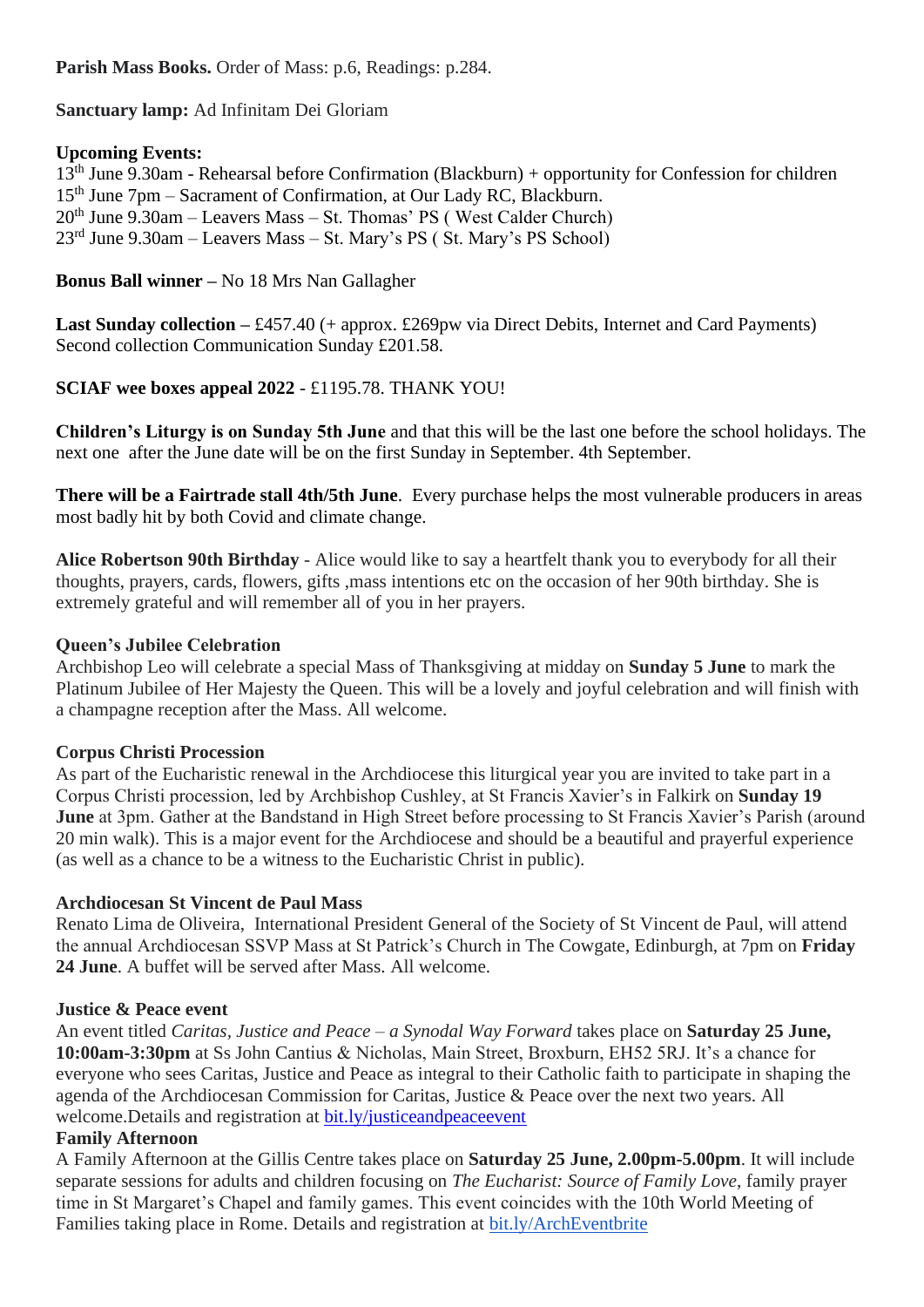**Parish Mass Books.** Order of Mass: p.6, Readings: p.284.

**Sanctuary lamp:** Ad Infinitam Dei Gloriam

**Upcoming Events:**
13th June 9.30am - Rehearsal before Confirmation (Blackburn) + opportunity for Confession for children
15th June 7pm – Sacrament of Confirmation, at Our Lady RC, Blackburn.
20th June 9.30am – Leavers Mass – St. Thomas' PS ( West Calder Church)
23rd June 9.30am – Leavers Mass – St. Mary's PS ( St. Mary's PS School)

**Bonus Ball winner –** No 18 Mrs Nan Gallagher

**Last Sunday collection –** £457.40 (+ approx. £269pw via Direct Debits, Internet and Card Payments)
Second collection Communication Sunday £201.58.

**SCIAF wee boxes appeal 2022** - £1195.78. THANK YOU!

**Children's Liturgy is on Sunday 5th June** and that this will be the last one before the school holidays. The next one after the June date will be on the first Sunday in September. 4th September.

**There will be a Fairtrade stall 4th/5th June**. Every purchase helps the most vulnerable producers in areas most badly hit by both Covid and climate change.

**Alice Robertson 90th Birthday** - Alice would like to say a heartfelt thank you to everybody for all their thoughts, prayers, cards, flowers, gifts ,mass intentions etc on the occasion of her 90th birthday. She is extremely grateful and will remember all of you in her prayers.

**Queen's Jubilee Celebration**
Archbishop Leo will celebrate a special Mass of Thanksgiving at midday on **Sunday 5 June** to mark the Platinum Jubilee of Her Majesty the Queen. This will be a lovely and joyful celebration and will finish with a champagne reception after the Mass. All welcome.

**Corpus Christi Procession**
As part of the Eucharistic renewal in the Archdiocese this liturgical year you are invited to take part in a Corpus Christi procession, led by Archbishop Cushley, at St Francis Xavier's in Falkirk on **Sunday 19 June** at 3pm. Gather at the Bandstand in High Street before processing to St Francis Xavier's Parish (around 20 min walk). This is a major event for the Archdiocese and should be a beautiful and prayerful experience (as well as a chance to be a witness to the Eucharistic Christ in public).

**Archdiocesan St Vincent de Paul Mass**
Renato Lima de Oliveira, International President General of the Society of St Vincent de Paul, will attend the annual Archdiocesan SSVP Mass at St Patrick's Church in The Cowgate, Edinburgh, at 7pm on **Friday 24 June**. A buffet will be served after Mass. All welcome.

**Justice & Peace event**
An event titled *Caritas, Justice and Peace – a Synodal Way Forward* takes place on **Saturday 25 June, 10:00am-3:30pm** at Ss John Cantius & Nicholas, Main Street, Broxburn, EH52 5RJ. It's a chance for everyone who sees Caritas, Justice and Peace as integral to their Catholic faith to participate in shaping the agenda of the Archdiocesan Commission for Caritas, Justice & Peace over the next two years. All welcome.Details and registration at bit.ly/justiceandpeaceevent

**Family Afternoon**
A Family Afternoon at the Gillis Centre takes place on **Saturday 25 June, 2.00pm-5.00pm**. It will include separate sessions for adults and children focusing on *The Eucharist: Source of Family Love*, family prayer time in St Margaret's Chapel and family games. This event coincides with the 10th World Meeting of Families taking place in Rome. Details and registration at bit.ly/ArchEventbrite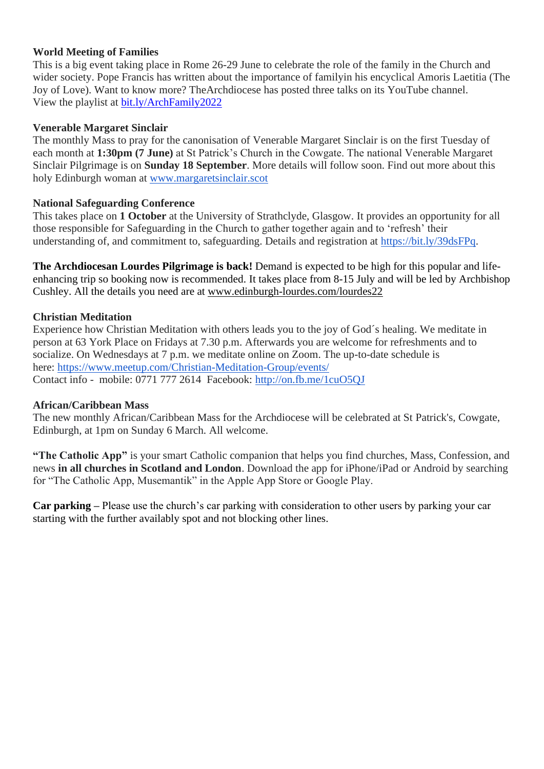**World Meeting of Families**
This is a big event taking place in Rome 26-29 June to celebrate the role of the family in the Church and wider society. Pope Francis has written about the importance of familyin his encyclical Amoris Laetitia (The Joy of Love). Want to know more? TheArchdiocese has posted three talks on its YouTube channel.
View the playlist at bit.ly/ArchFamily2022

**Venerable Margaret Sinclair**
The monthly Mass to pray for the canonisation of Venerable Margaret Sinclair is on the first Tuesday of each month at **1:30pm (7 June)** at St Patrick's Church in the Cowgate. The national Venerable Margaret Sinclair Pilgrimage is on **Sunday 18 September**. More details will follow soon. Find out more about this holy Edinburgh woman at www.margaretsinclair.scot

**National Safeguarding Conference**
This takes place on **1 October** at the University of Strathclyde, Glasgow. It provides an opportunity for all those responsible for Safeguarding in the Church to gather together again and to 'refresh' their understanding of, and commitment to, safeguarding. Details and registration at https://bit.ly/39dsFPq.

**The Archdiocesan Lourdes Pilgrimage is back!** Demand is expected to be high for this popular and life-enhancing trip so booking now is recommended. It takes place from 8-15 July and will be led by Archbishop Cushley. All the details you need are at www.edinburgh-lourdes.com/lourdes22

**Christian Meditation**
Experience how Christian Meditation with others leads you to the joy of God´s healing. We meditate in person at 63 York Place on Fridays at 7.30 p.m. Afterwards you are welcome for refreshments and to socialize. On Wednesdays at 7 p.m. we meditate online on Zoom. The up-to-date schedule is here: https://www.meetup.com/Christian-Meditation-Group/events/
Contact info - mobile: 0771 777 2614 Facebook: http://on.fb.me/1cuO5QJ

**African/Caribbean Mass**
The new monthly African/Caribbean Mass for the Archdiocese will be celebrated at St Patrick's, Cowgate, Edinburgh, at 1pm on Sunday 6 March. All welcome.

**"The Catholic App"** is your smart Catholic companion that helps you find churches, Mass, Confession, and news **in all churches in Scotland and London**. Download the app for iPhone/iPad or Android by searching for "The Catholic App, Musemantik" in the Apple App Store or Google Play.

**Car parking –** Please use the church's car parking with consideration to other users by parking your car starting with the further availably spot and not blocking other lines.